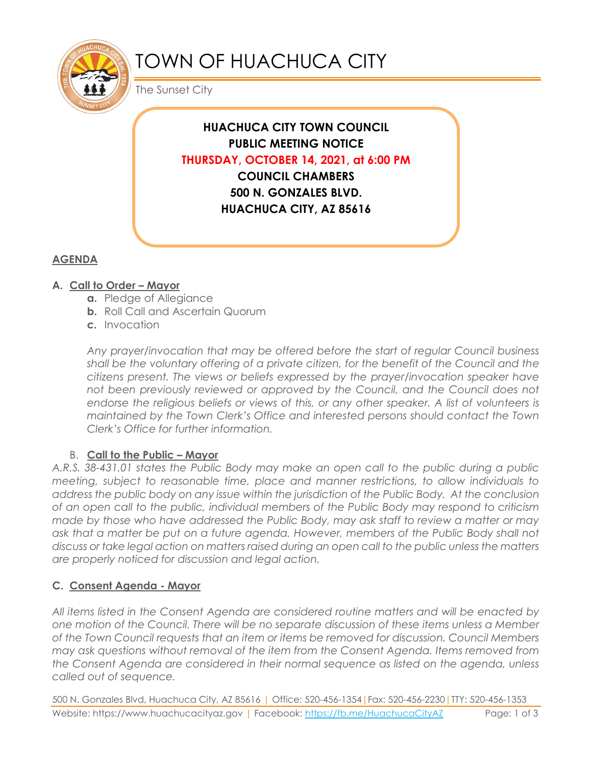# TOWN OF HUACHUCA CITY

The Sunset City

**HUACHUCA CITY TOWN COUNCIL**
**PUBLIC MEETING NOTICE**
**THURSDAY, OCTOBER 14, 2021, at 6:00 PM**
**COUNCIL CHAMBERS**
**500 N. GONZALES BLVD.**
**HUACHUCA CITY, AZ 85616**

## AGENDA

### A. Call to Order – Mayor

- **a.** Pledge of Allegiance
- **b.** Roll Call and Ascertain Quorum
- **c.** Invocation

*Any prayer/invocation that may be offered before the start of regular Council business shall be the voluntary offering of a private citizen, for the benefit of the Council and the citizens present. The views or beliefs expressed by the prayer/invocation speaker have not been previously reviewed or approved by the Council, and the Council does not endorse the religious beliefs or views of this, or any other speaker. A list of volunteers is maintained by the Town Clerk's Office and interested persons should contact the Town Clerk's Office for further information.*

### B. Call to the Public – Mayor

*A.R.S. 38-431.01 states the Public Body may make an open call to the public during a public meeting, subject to reasonable time, place and manner restrictions, to allow individuals to address the public body on any issue within the jurisdiction of the Public Body. At the conclusion of an open call to the public, individual members of the Public Body may respond to criticism made by those who have addressed the Public Body, may ask staff to review a matter or may ask that a matter be put on a future agenda. However, members of the Public Body shall not discuss or take legal action on matters raised during an open call to the public unless the matters are properly noticed for discussion and legal action.*

### C. Consent Agenda - Mayor

*All items listed in the Consent Agenda are considered routine matters and will be enacted by one motion of the Council. There will be no separate discussion of these items unless a Member of the Town Council requests that an item or items be removed for discussion. Council Members may ask questions without removal of the item from the Consent Agenda. Items removed from the Consent Agenda are considered in their normal sequence as listed on the agenda, unless called out of sequence.*

500 N. Gonzales Blvd, Huachuca City, AZ 85616 | Office: 520-456-1354 | Fax: 520-456-2230 | TTY: 520-456-1353
Website: https://www.huachucacityaz.gov | Facebook: https://fb.me/HuachucaCityAZ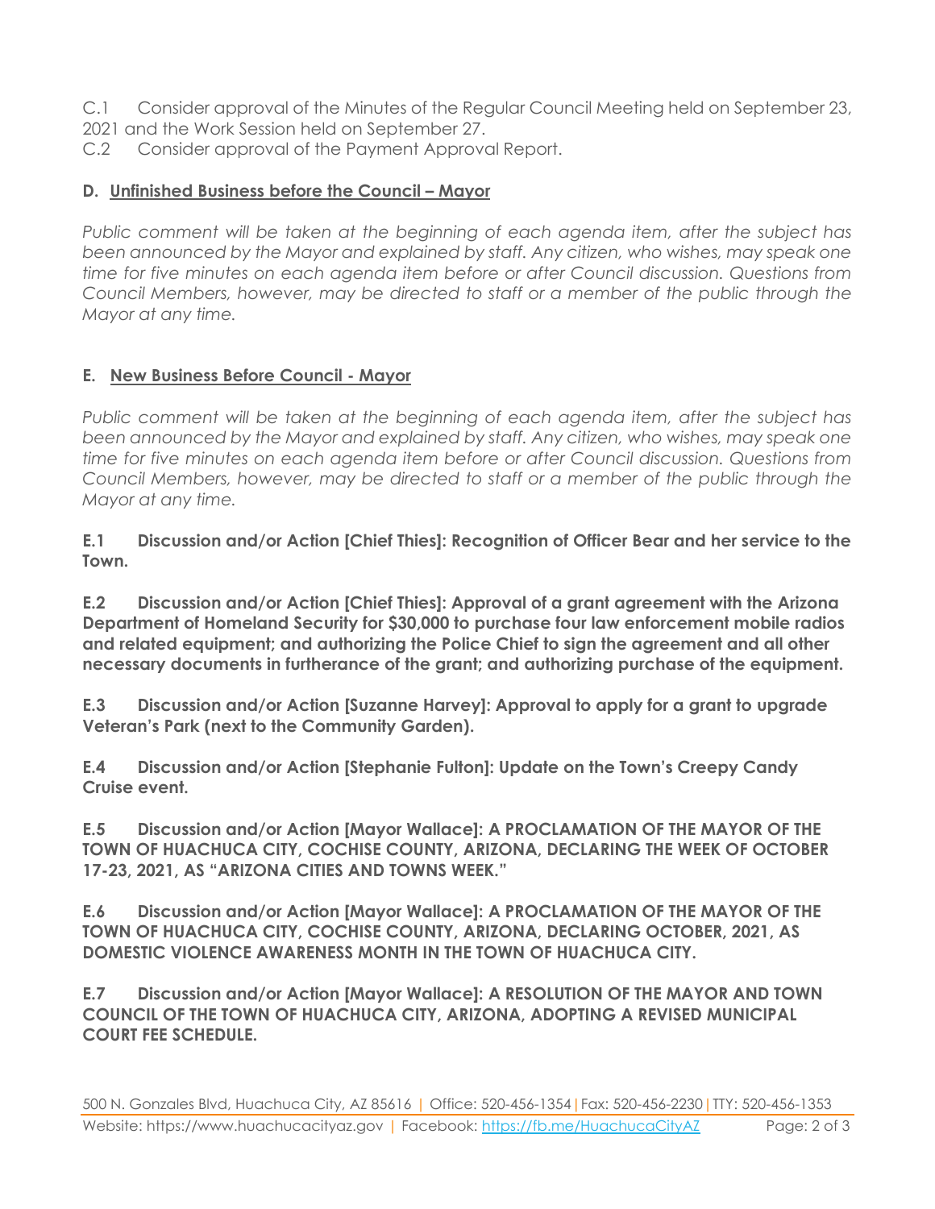C.1 Consider approval of the Minutes of the Regular Council Meeting held on September 23, 2021 and the Work Session held on September 27.

C.2 Consider approval of the Payment Approval Report.

### D. <u>Unfinished Business before the Council – Mayor</u>

*Public comment will be taken at the beginning of each agenda item, after the subject has been announced by the Mayor and explained by staff. Any citizen, who wishes, may speak one time for five minutes on each agenda item before or after Council discussion. Questions from Council Members, however, may be directed to staff or a member of the public through the Mayor at any time.*

### E. <u>New Business Before Council - Mayor</u>

*Public comment will be taken at the beginning of each agenda item, after the subject has been announced by the Mayor and explained by staff. Any citizen, who wishes, may speak one time for five minutes on each agenda item before or after Council discussion. Questions from Council Members, however, may be directed to staff or a member of the public through the Mayor at any time.*

**E.1 Discussion and/or Action [Chief Thies]: Recognition of Officer Bear and her service to the Town.**

**E.2 Discussion and/or Action [Chief Thies]: Approval of a grant agreement with the Arizona Department of Homeland Security for $30,000 to purchase four law enforcement mobile radios and related equipment; and authorizing the Police Chief to sign the agreement and all other necessary documents in furtherance of the grant; and authorizing purchase of the equipment.**

**E.3 Discussion and/or Action [Suzanne Harvey]: Approval to apply for a grant to upgrade Veteran's Park (next to the Community Garden).**

**E.4 Discussion and/or Action [Stephanie Fulton]: Update on the Town's Creepy Candy Cruise event.**

**E.5 Discussion and/or Action [Mayor Wallace]: A PROCLAMATION OF THE MAYOR OF THE TOWN OF HUACHUCA CITY, COCHISE COUNTY, ARIZONA, DECLARING THE WEEK OF OCTOBER 17-23, 2021, AS "ARIZONA CITIES AND TOWNS WEEK."**

**E.6 Discussion and/or Action [Mayor Wallace]: A PROCLAMATION OF THE MAYOR OF THE TOWN OF HUACHUCA CITY, COCHISE COUNTY, ARIZONA, DECLARING OCTOBER, 2021, AS DOMESTIC VIOLENCE AWARENESS MONTH IN THE TOWN OF HUACHUCA CITY.**

**E.7 Discussion and/or Action [Mayor Wallace]: A RESOLUTION OF THE MAYOR AND TOWN COUNCIL OF THE TOWN OF HUACHUCA CITY, ARIZONA, ADOPTING A REVISED MUNICIPAL COURT FEE SCHEDULE.**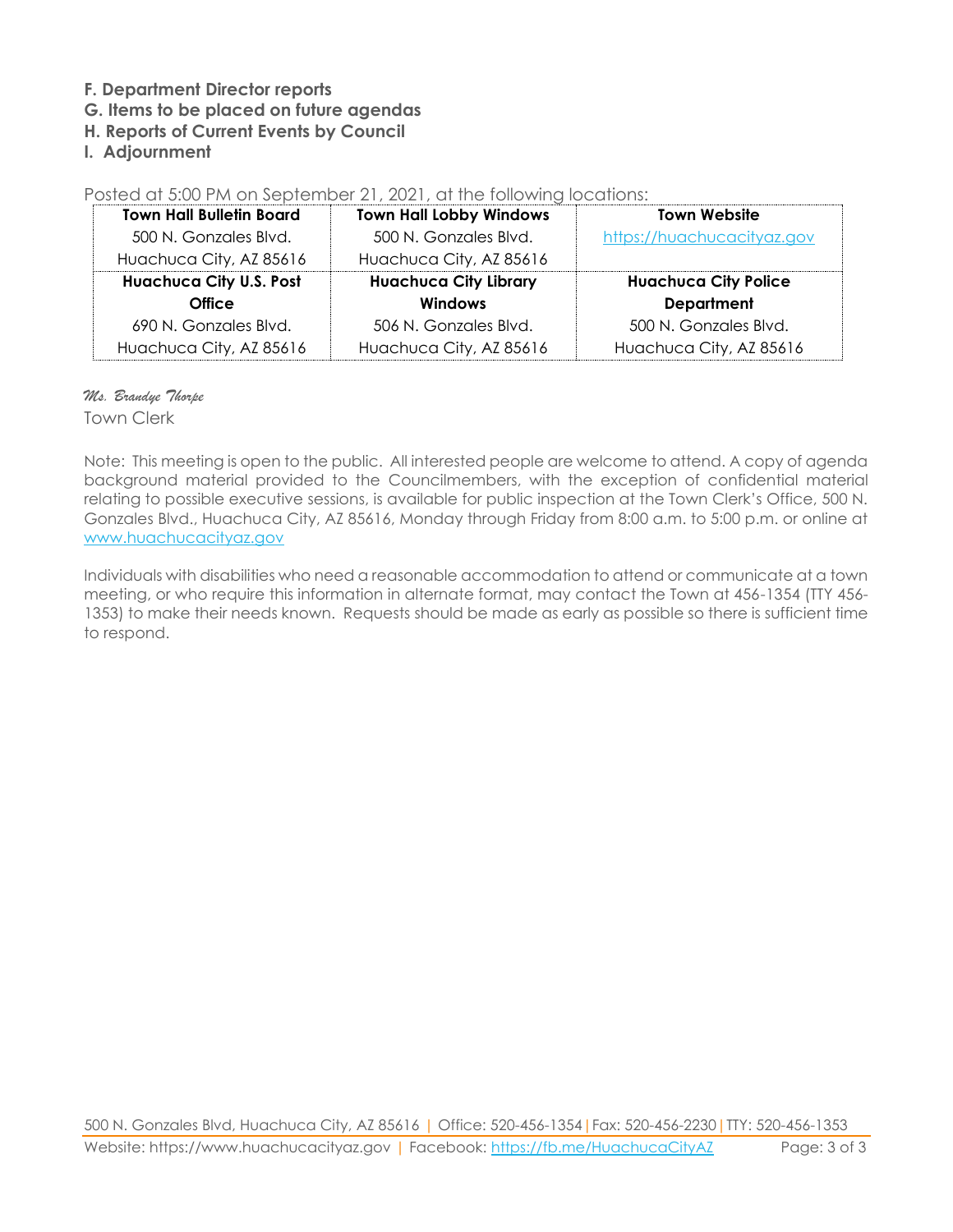**F. Department Director reports**
**G. Items to be placed on future agendas**
**H. Reports of Current Events by Council**
**I. Adjournment**

Posted at 5:00 PM on September 21, 2021, at the following locations:

| | | |
|---|---|---|
| **Town Hall Bulletin Board**<br>500 N. Gonzales Blvd.<br>Huachuca City, AZ 85616 | **Town Hall Lobby Windows**<br>500 N. Gonzales Blvd.<br>Huachuca City, AZ 85616 | **Town Website**<br>https://huachucacityaz.gov |
| **Huachuca City U.S. Post Office**<br>690 N. Gonzales Blvd.<br>Huachuca City, AZ 85616 | **Huachuca City Library Windows**<br>506 N. Gonzales Blvd.<br>Huachuca City, AZ 85616 | **Huachuca City Police Department**<br>500 N. Gonzales Blvd.<br>Huachuca City, AZ 85616 |

*Ms. Brandye Thorpe*
Town Clerk

Note: This meeting is open to the public. All interested people are welcome to attend. A copy of agenda background material provided to the Councilmembers, with the exception of confidential material relating to possible executive sessions, is available for public inspection at the Town Clerk's Office, 500 N. Gonzales Blvd., Huachuca City, AZ 85616, Monday through Friday from 8:00 a.m. to 5:00 p.m. or online at www.huachucacityaz.gov

Individuals with disabilities who need a reasonable accommodation to attend or communicate at a town meeting, or who require this information in alternate format, may contact the Town at 456-1354 (TTY 456-1353) to make their needs known. Requests should be made as early as possible so there is sufficient time to respond.